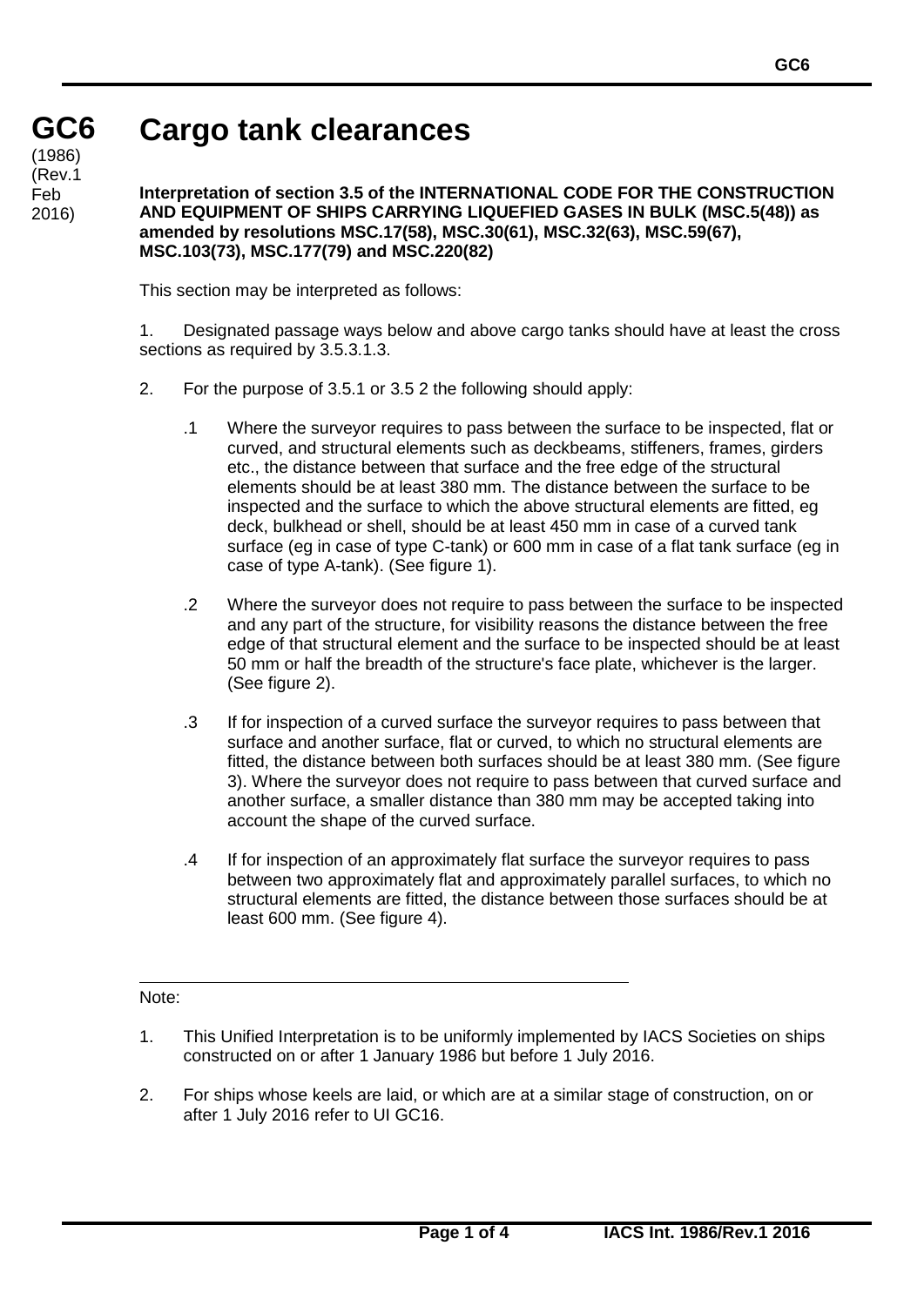# GC6 Cargo tank clearances

(1986)
(Rev.1 Feb 2016)

**Interpretation of section 3.5 of the INTERNATIONAL CODE FOR THE CONSTRUCTION AND EQUIPMENT OF SHIPS CARRYING LIQUEFIED GASES IN BULK (MSC.5(48)) as amended by resolutions MSC.17(58), MSC.30(61), MSC.32(63), MSC.59(67), MSC.103(73), MSC.177(79) and MSC.220(82)**

This section may be interpreted as follows:

1. Designated passage ways below and above cargo tanks should have at least the cross sections as required by 3.5.3.1.3.

2. For the purpose of 3.5.1 or 3.5 2 the following should apply:

   .1 Where the surveyor requires to pass between the surface to be inspected, flat or curved, and structural elements such as deckbeams, stiffeners, frames, girders etc., the distance between that surface and the free edge of the structural elements should be at least 380 mm. The distance between the surface to be inspected and the surface to which the above structural elements are fitted, eg deck, bulkhead or shell, should be at least 450 mm in case of a curved tank surface (eg in case of type C-tank) or 600 mm in case of a flat tank surface (eg in case of type A-tank). (See figure 1).

   .2 Where the surveyor does not require to pass between the surface to be inspected and any part of the structure, for visibility reasons the distance between the free edge of that structural element and the surface to be inspected should be at least 50 mm or half the breadth of the structure's face plate, whichever is the larger. (See figure 2).

   .3 If for inspection of a curved surface the surveyor requires to pass between that surface and another surface, flat or curved, to which no structural elements are fitted, the distance between both surfaces should be at least 380 mm. (See figure 3). Where the surveyor does not require to pass between that curved surface and another surface, a smaller distance than 380 mm may be accepted taking into account the shape of the curved surface.

   .4 If for inspection of an approximately flat surface the surveyor requires to pass between two approximately flat and approximately parallel surfaces, to which no structural elements are fitted, the distance between those surfaces should be at least 600 mm. (See figure 4).

---

Note:

1. This Unified Interpretation is to be uniformly implemented by IACS Societies on ships constructed on or after 1 January 1986 but before 1 July 2016.

2. For ships whose keels are laid, or which are at a similar stage of construction, on or after 1 July 2016 refer to UI GC16.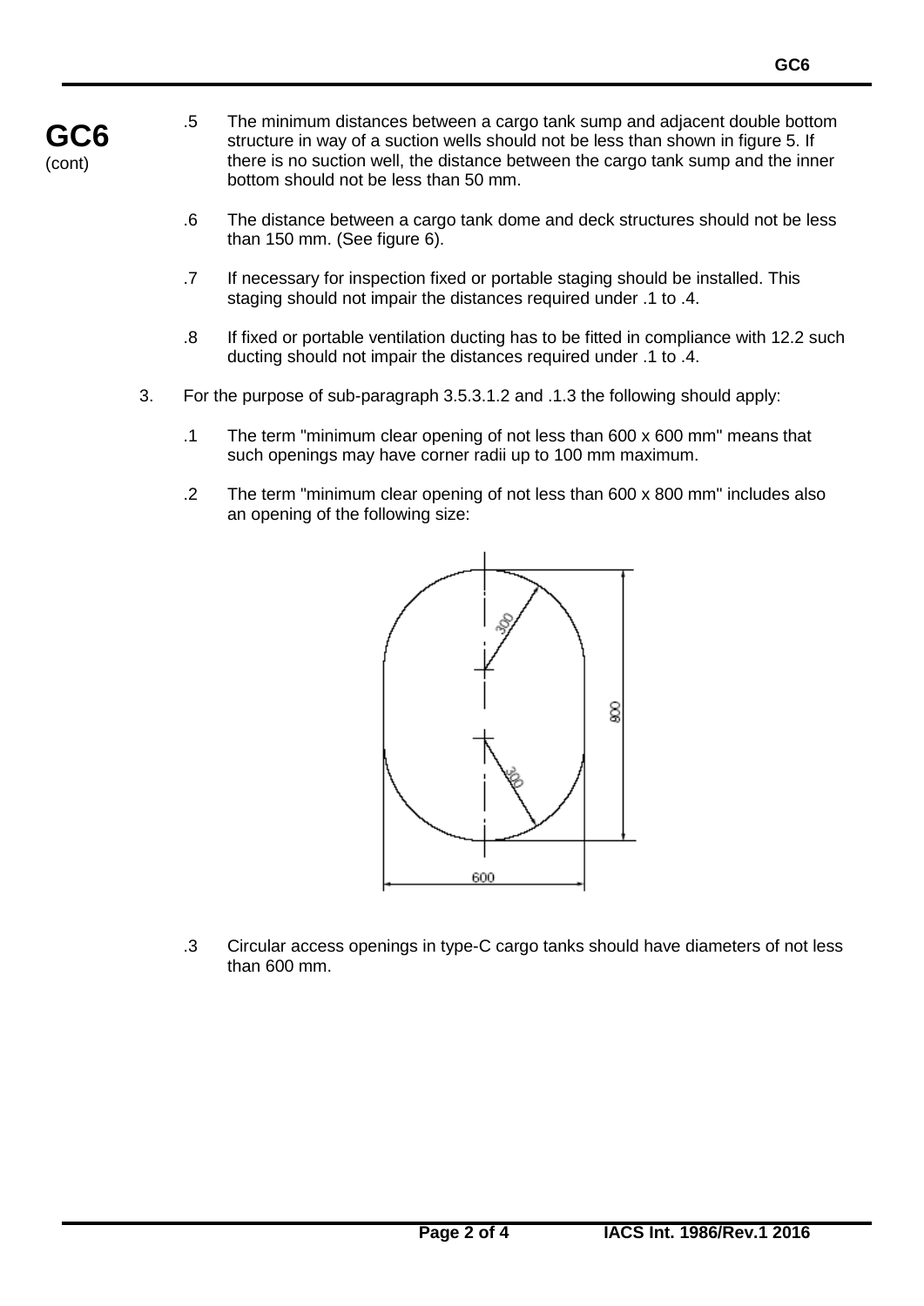**GC6**
(cont)

.5 The minimum distances between a cargo tank sump and adjacent double bottom structure in way of a suction wells should not be less than shown in figure 5. If there is no suction well, the distance between the cargo tank sump and the inner bottom should not be less than 50 mm.

.6 The distance between a cargo tank dome and deck structures should not be less than 150 mm. (See figure 6).

.7 If necessary for inspection fixed or portable staging should be installed. This staging should not impair the distances required under .1 to .4.

.8 If fixed or portable ventilation ducting has to be fitted in compliance with 12.2 such ducting should not impair the distances required under .1 to .4.

3. For the purpose of sub-paragraph 3.5.3.1.2 and .1.3 the following should apply:

.1 The term "minimum clear opening of not less than 600 x 600 mm" means that such openings may have corner radii up to 100 mm maximum.

.2 The term "minimum clear opening of not less than 600 x 800 mm" includes also an opening of the following size:

.3 Circular access openings in type-C cargo tanks should have diameters of not less than 600 mm.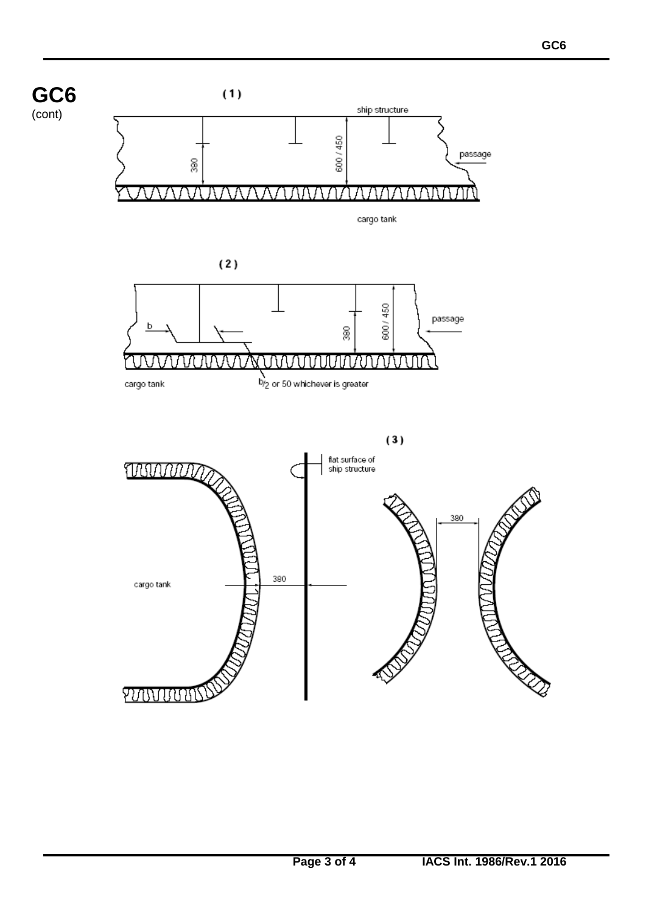**GC6**
(cont)

(1)

ship structure

380

600 / 450

passage

cargo tank

(2)

b

380

600 / 450

passage

cargo tank

b/2 or 50 whichever is greater

(3)

flat surface of ship structure

380

cargo tank

380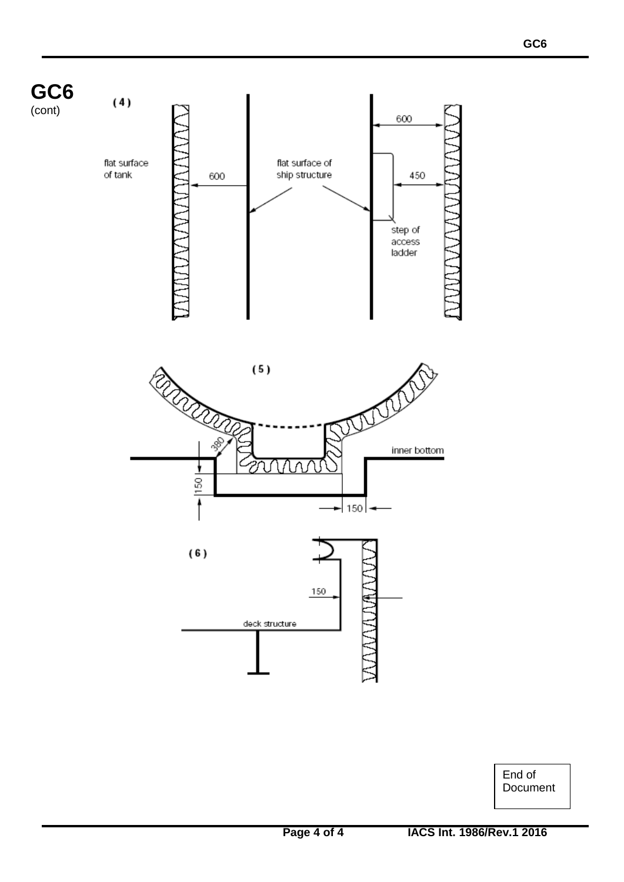**GC6**
(cont)

(4)

flat surface
of tank

600

flat surface of
ship structure

600

450

step of
access
ladder

(5)

380

inner bottom

150

150

(6)

150

deck structure

End of
Document